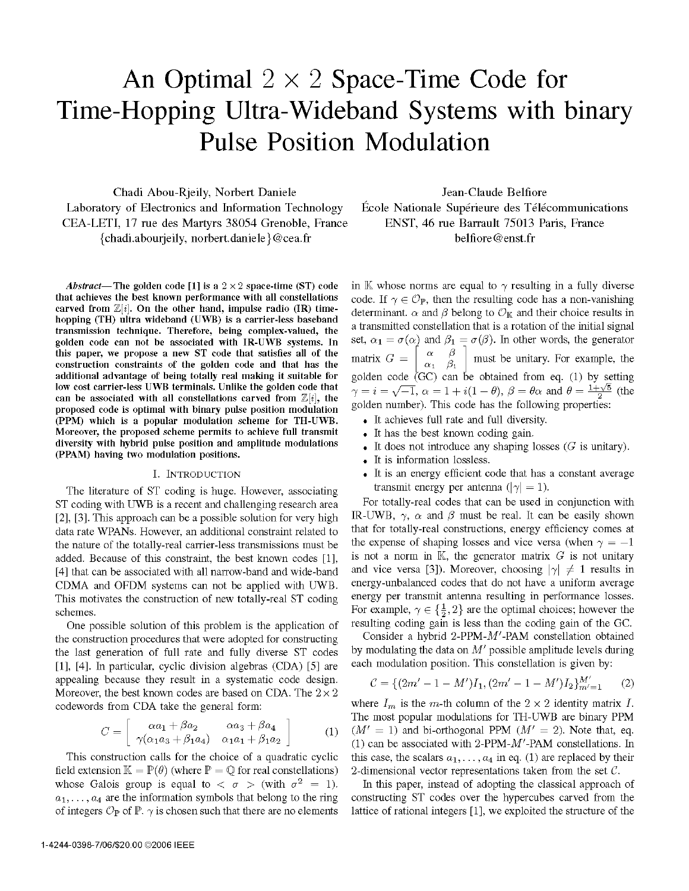# An Optimal $2 \times 2$ Space-Time Code for Time-Hopping Ultra-Wideband Systems with binary Pulse Position Modulation

Chadi Abou-Rjeily, Norbert Daniele
Laboratory of Electronics and Information Technology
CEA-LETI, 17 rue des Martyrs 38054 Grenoble, France
{chadi.abourjeily, norbert.daniele}@cea.fr

Jean-Claude Belfiore
École Nationale Supérieure des Télécommunications
ENST, 46 rue Barrault 75013 Paris, France
belfiore@enst.fr

***Abstract*— The golden code [1] is a $2 \times 2$ space-time (ST) code that achieves the best known performance with all constellations carved from $\mathbb{Z}[i]$. On the other hand, impulse radio (IR) time-hopping (TH) ultra wideband (UWB) is a carrier-less baseband transmission technique. Therefore, being complex-valued, the golden code can not be associated with IR-UWB systems. In this paper, we propose a new ST code that satisfies all of the construction constraints of the golden code and that has the additional advantage of being totally real making it suitable for low cost carrier-less UWB terminals. Unlike the golden code that can be associated with all constellations carved from $\mathbb{Z}[i]$, the proposed code is optimal with binary pulse position modulation (PPM) which is a popular modulation scheme for TH-UWB. Moreover, the proposed scheme permits to achieve full transmit diversity with hybrid pulse position and amplitude modulations (PPAM) having two modulation positions.**

## I. Introduction

The literature of ST coding is huge. However, associating ST coding with UWB is a recent and challenging research area [2], [3]. This approach can be a possible solution for very high data rate WPANs. However, an additional constraint related to the nature of the totally-real carrier-less transmissions must be added. Because of this constraint, the best known codes [1], [4] that can be associated with all narrow-band and wide-band CDMA and OFDM systems can not be applied with UWB. This motivates the construction of new totally-real ST coding schemes.

One possible solution of this problem is the application of the construction procedures that were adopted for constructing the last generation of full rate and fully diverse ST codes [1], [4]. In particular, cyclic division algebras (CDA) [5] are appealing because they result in a systematic code design. Moreover, the best known codes are based on CDA. The $2 \times 2$ codewords from CDA take the general form:

$$C = \begin{bmatrix} \alpha a_1 + \beta a_2 & \alpha a_3 + \beta a_4 \\ \gamma(\alpha_1 a_3 + \beta_1 a_4) & \alpha_1 a_1 + \beta_1 a_2 \end{bmatrix} \quad (1)$$

This construction calls for the choice of a quadratic cyclic field extension $\mathbb{K} = \mathbb{P}(\theta)$ (where $\mathbb{P} = \mathbb{Q}$ for real constellations) whose Galois group is equal to $<\sigma>$ (with $\sigma^2 = 1$). $a_1, \dots, a_4$ are the information symbols that belong to the ring of integers $\mathcal{O}_\mathbb{P}$ of $\mathbb{P}$. $\gamma$ is chosen such that there are no elements in $\mathbb{K}$ whose norms are equal to $\gamma$ resulting in a fully diverse code. If $\gamma \in \mathcal{O}_\mathbb{P}$, then the resulting code has a non-vanishing determinant. $\alpha$ and $\beta$ belong to $\mathcal{O}_\mathbb{K}$ and their choice results in a transmitted constellation that is a rotation of the initial signal set, $\alpha_1 = \sigma(\alpha)$ and $\beta_1 = \sigma(\beta)$. In other words, the generator matrix $G = \begin{bmatrix} \alpha & \beta \\ \alpha_1 & \beta_1 \end{bmatrix}$ must be unitary. For example, the golden code (GC) can be obtained from eq. (1) by setting $\gamma = i = \sqrt{-1}$, $\alpha = 1 + i(1-\theta)$, $\beta = \theta\alpha$ and $\theta = \frac{1+\sqrt{5}}{2}$ (the golden number). This code has the following properties:

- It achieves full rate and full diversity.
- It has the best known coding gain.
- It does not introduce any shaping losses ($G$ is unitary).
- It is information lossless.
- It is an energy efficient code that has a constant average transmit energy per antenna ($|\gamma| = 1$).

For totally-real codes that can be used in conjunction with IR-UWB, $\gamma$, $\alpha$ and $\beta$ must be real. It can be easily shown that for totally-real constructions, energy efficiency comes at the expense of shaping losses and vice versa (when $\gamma = -1$ is not a norm in $\mathbb{K}$, the generator matrix $G$ is not unitary and vice versa [3]). Moreover, choosing $|\gamma| \neq 1$ results in energy-unbalanced codes that do not have a uniform average energy per transmit antenna resulting in performance losses. For example, $\gamma \in \{\frac{1}{2}, 2\}$ are the optimal choices; however the resulting coding gain is less than the coding gain of the GC.

Consider a hybrid 2-PPM-$M'$-PAM constellation obtained by modulating the data on $M'$ possible amplitude levels during each modulation position. This constellation is given by:

$$\mathcal{C} = \{(2m' - 1 - M')I_1, (2m' - 1 - M')I_2\}_{m'=1}^{M'} \quad (2)$$

where $I_m$ is the $m$-th column of the $2 \times 2$ identity matrix $I$. The most popular modulations for TH-UWB are binary PPM ($M' = 1$) and bi-orthogonal PPM ($M' = 2$). Note that, eq. (1) can be associated with 2-PPM-$M'$-PAM constellations. In this case, the scalars $a_1, \dots, a_4$ in eq. (1) are replaced by their 2-dimensional vector representations taken from the set $\mathcal{C}$.

In this paper, instead of adopting the classical approach of constructing ST codes over the hypercubes carved from the lattice of rational integers [1], we exploited the structure of the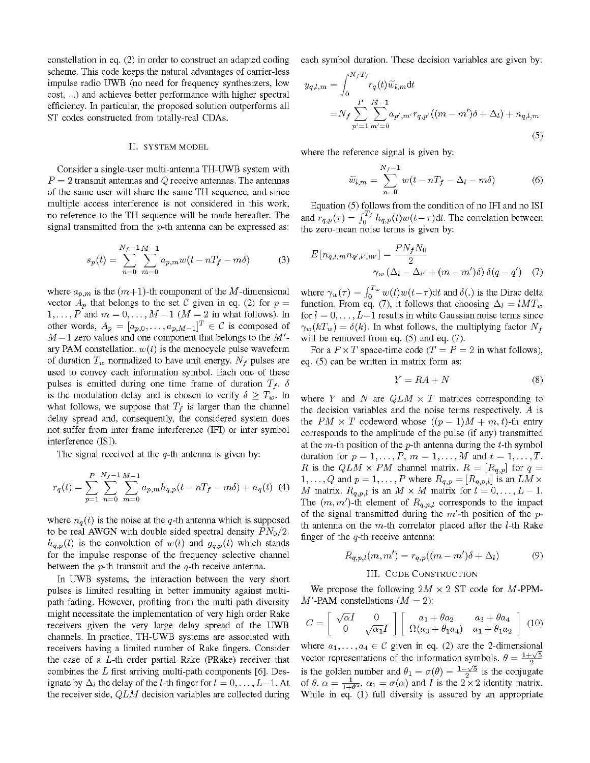constellation in eq. (2) in order to construct an adapted coding scheme. This code keeps the natural advantages of carrier-less impulse radio UWB (no need for frequency synthesizers, low cost, ...) and achieves better performance with higher spectral efficiency. In particular, the proposed solution outperforms all ST codes constructed from totally-real CDAs.

## II. SYSTEM MODEL

Consider a single-user multi-antenna TH-UWB system with $P = 2$ transmit antennas and $Q$ receive antennas. The antennas of the same user will share the same TH sequence, and since multiple access interference is not considered in this work, no reference to the TH sequence will be made hereafter. The signal transmitted from the $p$-th antenna can be expressed as:

$$s_p(t) = \sum_{n=0}^{N_f-1}\sum_{m=0}^{M-1} a_{p,m} w(t - nT_f - m\delta) \tag{3}$$

where $a_{p,m}$ is the $(m+1)$-th component of the $M$-dimensional vector $A_p$ that belongs to the set $\mathcal{C}$ given in eq. (2) for $p = 1,\ldots,P$ and $m = 0,\ldots,M-1$ ($M = 2$ in what follows). In other words, $A_p = [a_{p,0},\ldots,a_{p,M-1}]^T \in \mathcal{C}$ is composed of $M-1$ zero values and one component that belongs to the $M'$-ary PAM constellation. $w(t)$ is the monocycle pulse waveform of duration $T_w$ normalized to have unit energy. $N_f$ pulses are used to convey each information symbol. Each one of these pulses is emitted during one time frame of duration $T_f$. $\delta$ is the modulation delay and is chosen to verify $\delta \geq T_w$. In what follows, we suppose that $T_f$ is larger than the channel delay spread and, consequently, the considered system does not suffer from inter frame interference (IFI) or inter symbol interference (ISI).

The signal received at the $q$-th antenna is given by:

$$r_q(t) = \sum_{p=1}^{P}\sum_{n=0}^{N_f-1}\sum_{m=0}^{M-1} a_{p,m} h_{q,p}(t - nT_f - m\delta) + n_q(t) \tag{4}$$

where $n_q(t)$ is the noise at the $q$-th antenna which is supposed to be real AWGN with double sided spectral density $PN_0/2$. $h_{q,p}(t)$ is the convolution of $w(t)$ and $g_{q,p}(t)$ which stands for the impulse response of the frequency selective channel between the $p$-th transmit and the $q$-th receive antenna.

In UWB systems, the interaction between the very short pulses is limited resulting in better immunity against multipath fading. However, profiting from the multi-path diversity might necessitate the implementation of very high order Rake receivers given the very large delay spread of the UWB channels. In practice, TH-UWB systems are associated with receivers having a limited number of Rake fingers. Consider the case of a $L$-th order partial Rake (PRake) receiver that combines the $L$ first arriving multi-path components [6]. Designate by $\Delta_l$ the delay of the $l$-th finger for $l = 0,\ldots,L-1$. At the receiver side, $QLM$ decision variables are collected during each symbol duration. These decision variables are given by:

$$\begin{aligned} y_{q,l,m} &= \int_0^{N_f T_f} r_q(t)\widetilde{w}_{l,m}\mathrm{d}t \\ &= N_f \sum_{p'=1}^{P}\sum_{m'=0}^{M-1} a_{p',m'} r_{q,p'}\left((m-m')\delta + \Delta_l\right) + n_{q,l,m} \end{aligned} \tag{5}$$

where the reference signal is given by:

$$\widetilde{w}_{l,m} = \sum_{n=0}^{N_f-1} w(t - nT_f - \Delta_l - m\delta) \tag{6}$$

Equation (5) follows from the condition of no IFI and no ISI and $r_{q,p}(\tau) = \int_0^{T_f} h_{q,p}(t)w(t-\tau)\mathrm{d}t$. The correlation between the zero-mean noise terms is given by:

$$E\left[n_{q,l,m}n_{q',l',m'}\right] = \frac{PN_fN_0}{2} \gamma_w\left(\Delta_l - \Delta_{l'} + (m-m')\delta\right)\delta(q-q') \tag{7}$$

where $\gamma_w(\tau) = \int_0^{T_w} w(t)w(t-\tau)\mathrm{d}t$ and $\delta(.)$ is the Dirac delta function. From eq. (7), it follows that choosing $\Delta_l = lMT_w$ for $l = 0,\ldots,L-1$ results in white Gaussian noise terms since $\gamma_w(kT_w) = \delta(k)$. In what follows, the multiplying factor $N_f$ will be removed from eq. (5) and eq. (7).

For a $P \times T$ space-time code ($T = P = 2$ in what follows), eq. (5) can be written in matrix form as:

$$Y = RA + N \tag{8}$$

where $Y$ and $N$ are $QLM \times T$ matrices corresponding to the decision variables and the noise terms respectively. $A$ is the $PM \times T$ codeword whose $((p-1)M + m, t)$-th entry corresponds to the amplitude of the pulse (if any) transmitted at the $m$-th position of the $p$-th antenna during the $t$-th symbol duration for $p = 1,\ldots,P$, $m = 1,\ldots,M$ and $t = 1,\ldots,T$. $R$ is the $QLM \times PM$ channel matrix. $R = [R_{q,p}]$ for $q = 1,\ldots,Q$ and $p = 1,\ldots,P$ where $R_{q,p} = [R_{q,p,l}]$ is an $LM \times M$ matrix. $R_{q,p,l}$ is an $M \times M$ matrix for $l = 0,\ldots,L-1$. The $(m,m')$-th element of $R_{q,p,l}$ corresponds to the impact of the signal transmitted during the $m'$-th position of the $p$-th antenna on the $m$-th correlator placed after the $l$-th Rake finger of the $q$-th receive antenna:

$$R_{q,p,l}(m,m') = r_{q,p}((m-m')\delta + \Delta_l) \tag{9}$$

## III. CODE CONSTRUCTION

We propose the following $2M \times 2$ ST code for $M$-PPM-$M'$-PAM constellations ($M = 2$):

$$C = \begin{bmatrix} \sqrt{\alpha}I & 0 \\ 0 & \sqrt{\alpha_1}I \end{bmatrix} \begin{bmatrix} a_1 + \theta a_2 & a_3 + \theta a_4 \\ \Omega(a_3 + \theta_1 a_4) & a_1 + \theta_1 a_2 \end{bmatrix} \tag{10}$$

where $a_1,\ldots,a_4 \in \mathcal{C}$ given in eq. (2) are the 2-dimensional vector representations of the information symbols. $\theta = \frac{1+\sqrt{5}}{2}$ is the golden number and $\theta_1 = \sigma(\theta) = \frac{1-\sqrt{5}}{2}$ is the conjugate of $\theta$. $\alpha = \frac{1}{1+\theta^2}$, $\alpha_1 = \sigma(\alpha)$ and $I$ is the $2 \times 2$ identity matrix. While in eq. (1) full diversity is assured by an appropriate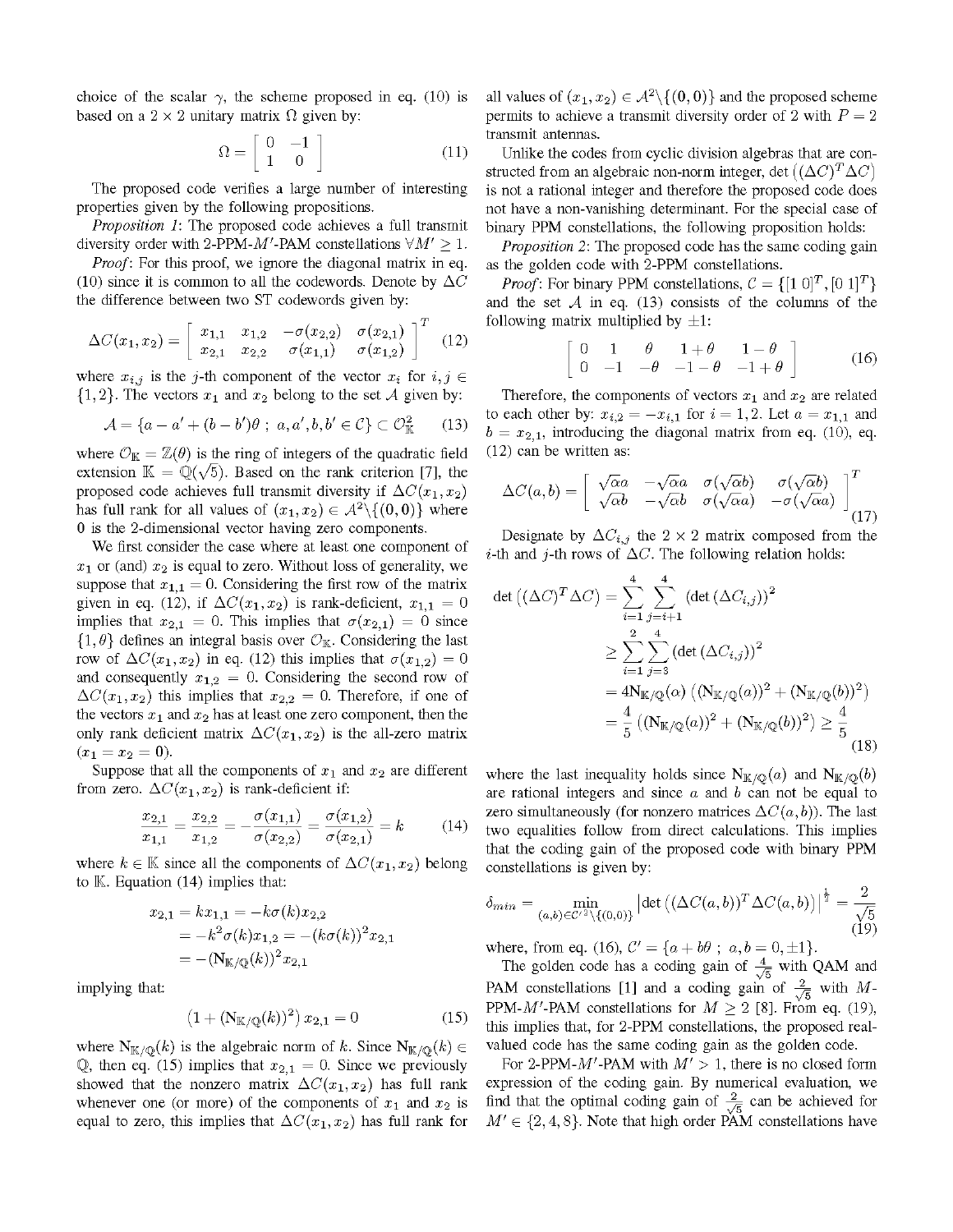choice of the scalar $\gamma$, the scheme proposed in eq. (10) is based on a $2 \times 2$ unitary matrix $\Omega$ given by:

$$\Omega = \begin{bmatrix} 0 & -1 \\ 1 & 0 \end{bmatrix} \tag{11}$$

The proposed code verifies a large number of interesting properties given by the following propositions.

*Proposition 1*: The proposed code achieves a full transmit diversity order with 2-PPM-$M'$-PAM constellations $\forall M' \geq 1$.

*Proof*: For this proof, we ignore the diagonal matrix in eq. (10) since it is common to all the codewords. Denote by $\Delta C$ the difference between two ST codewords given by:

$$\Delta C(x_1, x_2) = \begin{bmatrix} x_{1,1} & x_{1,2} & -\sigma(x_{2,2}) & \sigma(x_{2,1}) \\ x_{2,1} & x_{2,2} & \sigma(x_{1,1}) & \sigma(x_{1,2}) \end{bmatrix}^T \tag{12}$$

where $x_{i,j}$ is the $j$-th component of the vector $x_i$ for $i,j \in \{1,2\}$. The vectors $x_1$ and $x_2$ belong to the set $\mathcal{A}$ given by:

$$\mathcal{A} = \{a - a' + (b - b')\theta \ ; \ a, a', b, b' \in \mathcal{C}\} \subset \mathcal{O}_{\mathbb{K}}^2 \tag{13}$$

where $\mathcal{O}_{\mathbb{K}} = \mathbb{Z}(\theta)$ is the ring of integers of the quadratic field extension $\mathbb{K} = \mathbb{Q}(\sqrt{5})$. Based on the rank criterion [7], the proposed code achieves full transmit diversity if $\Delta C(x_1, x_2)$ has full rank for all values of $(x_1, x_2) \in \mathcal{A}^2 \backslash \{(\mathbf{0}, \mathbf{0})\}$ where $\mathbf{0}$ is the 2-dimensional vector having zero components.

We first consider the case where at least one component of $x_1$ or (and) $x_2$ is equal to zero. Without loss of generality, we suppose that $x_{1,1} = 0$. Considering the first row of the matrix given in eq. (12), if $\Delta C(x_1, x_2)$ is rank-deficient, $x_{1,1} = 0$ implies that $x_{2,1} = 0$. This implies that $\sigma(x_{2,1}) = 0$ since $\{1, \theta\}$ defines an integral basis over $\mathcal{O}_{\mathbb{K}}$. Considering the last row of $\Delta C(x_1, x_2)$ in eq. (12) this implies that $\sigma(x_{1,2}) = 0$ and consequently $x_{1,2} = 0$. Considering the second row of $\Delta C(x_1, x_2)$ this implies that $x_{2,2} = 0$. Therefore, if one of the vectors $x_1$ and $x_2$ has at least one zero component, then the only rank deficient matrix $\Delta C(x_1, x_2)$ is the all-zero matrix ($x_1 = x_2 = \mathbf{0}$).

Suppose that all the components of $x_1$ and $x_2$ are different from zero. $\Delta C(x_1, x_2)$ is rank-deficient if:

$$\frac{x_{2,1}}{x_{1,1}} = \frac{x_{2,2}}{x_{1,2}} = -\frac{\sigma(x_{1,1})}{\sigma(x_{2,2})} = \frac{\sigma(x_{1,2})}{\sigma(x_{2,1})} = k \tag{14}$$

where $k \in \mathbb{K}$ since all the components of $\Delta C(x_1, x_2)$ belong to $\mathbb{K}$. Equation (14) implies that:

$$\begin{aligned} x_{2,1} = kx_{1,1} &= -k\sigma(k)x_{2,2} \\ &= -k^2\sigma(k)x_{1,2} = -(k\sigma(k))^2 x_{2,1} \\ &= -(\mathrm{N}_{\mathbb{K}/\mathbb{Q}}(k))^2 x_{2,1} \end{aligned}$$

implying that:

$$\left(1 + (\mathrm{N}_{\mathbb{K}/\mathbb{Q}}(k))^2\right) x_{2,1} = 0 \tag{15}$$

where $\mathrm{N}_{\mathbb{K}/\mathbb{Q}}(k)$ is the algebraic norm of $k$. Since $\mathrm{N}_{\mathbb{K}/\mathbb{Q}}(k) \in \mathbb{Q}$, then eq. (15) implies that $x_{2,1} = 0$. Since we previously showed that the nonzero matrix $\Delta C(x_1, x_2)$ has full rank whenever one (or more) of the components of $x_1$ and $x_2$ is equal to zero, this implies that $\Delta C(x_1, x_2)$ has full rank for all values of $(x_1, x_2) \in \mathcal{A}^2 \backslash \{(\mathbf{0}, \mathbf{0})\}$ and the proposed scheme permits to achieve a transmit diversity order of 2 with $P = 2$ transmit antennas.

Unlike the codes from cyclic division algebras that are constructed from an algebraic non-norm integer, $\det\left((\Delta C)^T \Delta C\right)$ is not a rational integer and therefore the proposed code does not have a non-vanishing determinant. For the special case of binary PPM constellations, the following proposition holds:

*Proposition 2*: The proposed code has the same coding gain as the golden code with 2-PPM constellations.

*Proof*: For binary PPM constellations, $\mathcal{C} = \{[1 \ 0]^T, [0 \ 1]^T\}$ and the set $\mathcal{A}$ in eq. (13) consists of the columns of the following matrix multiplied by $\pm 1$:

$$\begin{bmatrix} 0 & 1 & \theta & 1+\theta & 1-\theta \\ 0 & -1 & -\theta & -1-\theta & -1+\theta \end{bmatrix} \tag{16}$$

Therefore, the components of vectors $x_1$ and $x_2$ are related to each other by: $x_{i,2} = -x_{i,1}$ for $i = 1, 2$. Let $a = x_{1,1}$ and $b = x_{2,1}$, introducing the diagonal matrix from eq. (10), eq. (12) can be written as:

$$\Delta C(a, b) = \begin{bmatrix} \sqrt{\alpha}a & -\sqrt{\alpha}a & \sigma(\sqrt{\alpha}b) & \sigma(\sqrt{\alpha}b) \\ \sqrt{\alpha}b & -\sqrt{\alpha}b & \sigma(\sqrt{\alpha}a) & -\sigma(\sqrt{\alpha}a) \end{bmatrix}^T \tag{17}$$

Designate by $\Delta C_{i,j}$ the $2 \times 2$ matrix composed from the $i$-th and $j$-th rows of $\Delta C$. The following relation holds:

$$\begin{aligned} \det\left((\Delta C)^T \Delta C\right) &= \sum_{i=1}^{4} \sum_{j=i+1}^{4} \left(\det\left(\Delta C_{i,j}\right)\right)^2 \\ &\geq \sum_{i=1}^{2} \sum_{j=3}^{4} \left(\det\left(\Delta C_{i,j}\right)\right)^2 \\ &= 4\mathrm{N}_{\mathbb{K}/\mathbb{Q}}(\alpha) \left((\mathrm{N}_{\mathbb{K}/\mathbb{Q}}(a))^2 + (\mathrm{N}_{\mathbb{K}/\mathbb{Q}}(b))^2\right) \\ &= \frac{4}{5}\left((\mathrm{N}_{\mathbb{K}/\mathbb{Q}}(a))^2 + (\mathrm{N}_{\mathbb{K}/\mathbb{Q}}(b))^2\right) \geq \frac{4}{5} \end{aligned} \tag{18}$$

where the last inequality holds since $\mathrm{N}_{\mathbb{K}/\mathbb{Q}}(a)$ and $\mathrm{N}_{\mathbb{K}/\mathbb{Q}}(b)$ are rational integers and since $a$ and $b$ can not be equal to zero simultaneously (for nonzero matrices $\Delta C(a,b)$). The last two equalities follow from direct calculations. This implies that the coding gain of the proposed code with binary PPM constellations is given by:

$$\delta_{min} = \min_{(a,b) \in \mathcal{C}'^2 \backslash \{(0,0)\}} \left|\det\left((\Delta C(a,b))^T \Delta C(a,b)\right)\right|^{\frac{1}{2}} = \frac{2}{\sqrt{5}} \tag{19}$$

where, from eq. (16), $\mathcal{C}' = \{a + b\theta \ ; \ a, b = 0, \pm 1\}$.

The golden code has a coding gain of $\frac{4}{\sqrt{5}}$ with QAM and PAM constellations [1] and a coding gain of $\frac{2}{\sqrt{5}}$ with $M$-PPM-$M'$-PAM constellations for $M \geq 2$ [8]. From eq. (19), this implies that, for 2-PPM constellations, the proposed real-valued code has the same coding gain as the golden code.

For 2-PPM-$M'$-PAM with $M' > 1$, there is no closed form expression of the coding gain. By numerical evaluation, we find that the optimal coding gain of $\frac{2}{\sqrt{5}}$ can be achieved for $M' \in \{2, 4, 8\}$. Note that high order PAM constellations have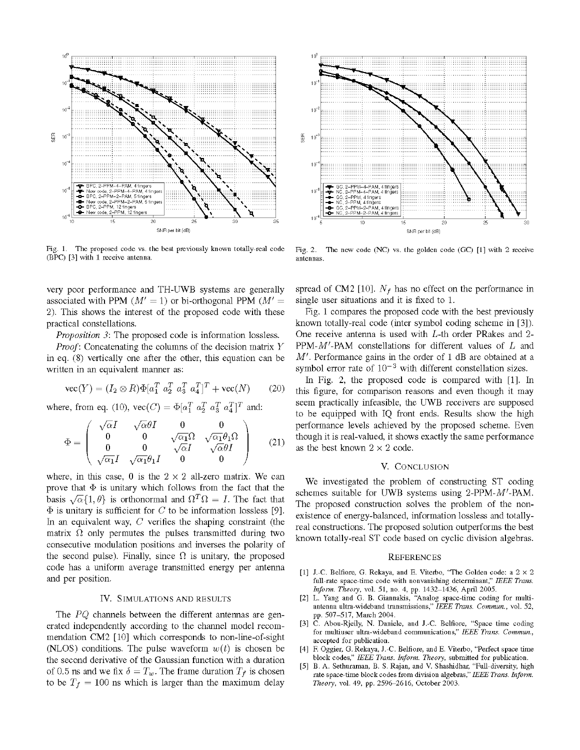Fig. 1. The proposed code vs. the best previously known totally-real code (BPC) [3] with 1 receive antenna.

Fig. 2. The new code (NC) vs. the golden code (GC) [1] with 2 receive antennas.

very poor performance and TH-UWB systems are generally associated with PPM ($M' = 1$) or bi-orthogonal PPM ($M' = 2$). This shows the interest of the proposed code with these practical constellations.

*Proposition 3*: The proposed code is information lossless.

*Proof*: Concatenating the columns of the decision matrix $Y$ in eq. (8) vertically one after the other, this equation can be written in an equivalent manner as:

$$\text{vec}(Y) = (I_2 \otimes R)\Phi[a_1^T \; a_2^T \; a_3^T \; a_4^T]^T + \text{vec}(N) \tag{20}$$

where, from eq. (10), $\text{vec}(C) = \Phi[a_1^T \; a_2^T \; a_3^T \; a_4^T]^T$ and:

$$\Phi = \begin{pmatrix} \sqrt{\alpha} I & \sqrt{\alpha}\theta I & 0 & 0 \\ 0 & 0 & \sqrt{\alpha_1}\Omega & \sqrt{\alpha_1}\theta_1\Omega \\ 0 & 0 & \sqrt{\alpha} I & \sqrt{\alpha}\theta I \\ \sqrt{\alpha_1} I & \sqrt{\alpha_1}\theta_1 I & 0 & 0 \end{pmatrix} \tag{21}$$

where, in this case, $\mathbf{0}$ is the $2 \times 2$ all-zero matrix. We can prove that $\Phi$ is unitary which follows from the fact that the basis $\sqrt{\alpha}\{1, \theta\}$ is orthonormal and $\Omega^T\Omega = I$. The fact that $\Phi$ is unitary is sufficient for $C$ to be information lossless [9]. In an equivalent way, $C$ verifies the shaping constraint (the matrix $\Omega$ only permutes the pulses transmitted during two consecutive modulation positions and inverses the polarity of the second pulse). Finally, since $\Omega$ is unitary, the proposed code has a uniform average transmitted energy per antenna and per position.

## IV. Simulations and Results

The $PQ$ channels between the different antennas are generated independently according to the channel model recommendation CM2 [10] which corresponds to non-line-of-sight (NLOS) conditions. The pulse waveform $w(t)$ is chosen be the second derivative of the Gaussian function with a duration of 0.5 ns and we fix $\delta = T_w$. The frame duration $T_f$ is chosen to be $T_f = 100$ ns which is larger than the maximum delay spread of CM2 [10]. $N_f$ has no effect on the performance in single user situations and it is fixed to 1.

Fig. 1 compares the proposed code with the best previously known totally-real code (inter symbol coding scheme in [3]). One receive antenna is used with $L$-th order PRakes and 2-PPM-$M'$-PAM constellations for different values of $L$ and $M'$. Performance gains in the order of 1 dB are obtained at a symbol error rate of $10^{-3}$ with different constellation sizes.

In Fig. 2, the proposed code is compared with [1]. In this figure, for comparison reasons and even though it may seem practically infeasible, the UWB receivers are supposed to be equipped with IQ front ends. Results show the high performance levels achieved by the proposed scheme. Even though it is real-valued, it shows exactly the same performance as the best known $2 \times 2$ code.

## V. Conclusion

We investigated the problem of constructing ST coding schemes suitable for UWB systems using 2-PPM-$M'$-PAM. The proposed construction solves the problem of the non-existence of energy-balanced, information lossless and totally-real constructions. The proposed solution outperforms the best known totally-real ST code based on cyclic division algebras.

## References

[1] J.-C. Belfiore, G. Rekaya, and E. Viterbo, "The Golden code: a 2 × 2 full-rate space-time code with nonvanishing determinant," *IEEE Trans. Inform. Theory*, vol. 51, no. 4, pp. 1432–1436, April 2005.

[2] L. Yang and G. B. Giannakis, "Analog space-time coding for multi-antenna ultra-wideband transmissions," *IEEE Trans. Commun.*, vol. 52, pp. 507–517, March 2004.

[3] C. Abou-Rjeily, N. Daniele, and J.-C. Belfiore, "Space time coding for multiuser ultra-wideband communications," *IEEE Trans. Commun.*, accepted for publication.

[4] F. Oggier, G. Rekaya, J.-C. Belfiore, and E. Viterbo, "Perfect space time block codes," *IEEE Trans. Inform. Theory*, submitted for publication.

[5] B. A. Sethuraman, B. S. Rajan, and V. Shashidhar, "Full-diversity, high rate space-time block codes from division algebras," *IEEE Trans. Inform. Theory*, vol. 49, pp. 2596–2616, October 2003.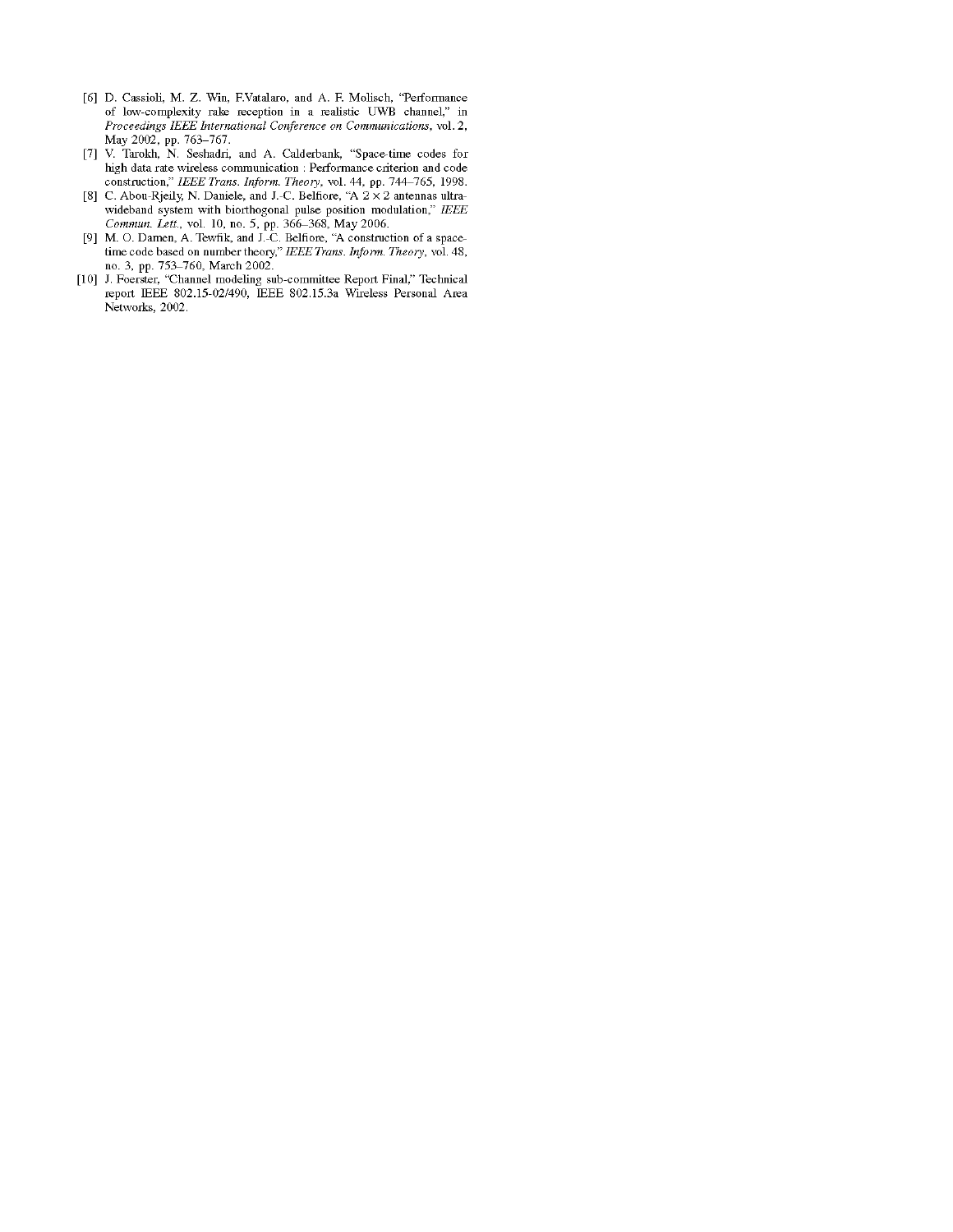[6] D. Cassioli, M. Z. Win, F.Vatalaro, and A. F. Molisch, "Performance of low-complexity rake reception in a realistic UWB channel," in *Proceedings IEEE International Conference on Communications*, vol. 2, May 2002, pp. 763–767.

[7] V. Tarokh, N. Seshadri, and A. Calderbank, "Space-time codes for high data rate wireless communication : Performance criterion and code construction," *IEEE Trans. Inform. Theory*, vol. 44, pp. 744–765, 1998.

[8] C. Abou-Rjeily, N. Daniele, and J.-C. Belfiore, "A $2 \times 2$ antennas ultra-wideband system with biorthogonal pulse position modulation," *IEEE Commun. Lett.*, vol. 10, no. 5, pp. 366–368, May 2006.

[9] M. O. Damen, A. Tewfik, and J.-C. Belfiore, "A construction of a space-time code based on number theory," *IEEE Trans. Inform. Theory*, vol. 48, no. 3, pp. 753–760, March 2002.

[10] J. Foerster, "Channel modeling sub-committee Report Final," Technical report IEEE 802.15-02/490, IEEE 802.15.3a Wireless Personal Area Networks, 2002.